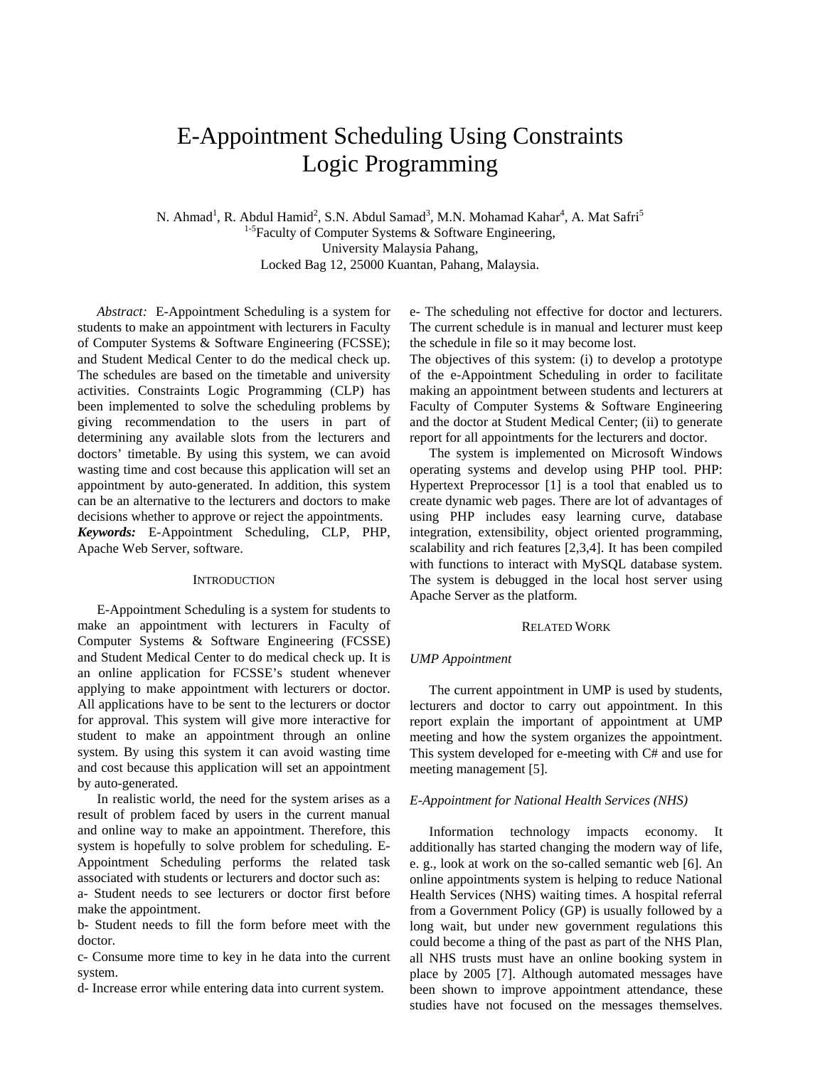# E-Appointment Scheduling Using Constraints Logic Programming

N. Ahmad[1], R. Abdul Hamid[2], S.N. Abdul Samad[3], M.N. Mohamad Kahar[4], A. Mat Safri[5]
[1-5]Faculty of Computer Systems & Software Engineering,
University Malaysia Pahang,
Locked Bag 12, 25000 Kuantan, Pahang, Malaysia.

*Abstract:* E-Appointment Scheduling is a system for students to make an appointment with lecturers in Faculty of Computer Systems & Software Engineering (FCSSE); and Student Medical Center to do the medical check up. The schedules are based on the timetable and university activities. Constraints Logic Programming (CLP) has been implemented to solve the scheduling problems by giving recommendation to the users in part of determining any available slots from the lecturers and doctors' timetable. By using this system, we can avoid wasting time and cost because this application will set an appointment by auto-generated. In addition, this system can be an alternative to the lecturers and doctors to make decisions whether to approve or reject the appointments.

***Keywords:*** E-Appointment Scheduling, CLP, PHP, Apache Web Server, software.

## INTRODUCTION

E-Appointment Scheduling is a system for students to make an appointment with lecturers in Faculty of Computer Systems & Software Engineering (FCSSE) and Student Medical Center to do medical check up. It is an online application for FCSSE's student whenever applying to make appointment with lecturers or doctor. All applications have to be sent to the lecturers or doctor for approval. This system will give more interactive for student to make an appointment through an online system. By using this system it can avoid wasting time and cost because this application will set an appointment by auto-generated.

In realistic world, the need for the system arises as a result of problem faced by users in the current manual and online way to make an appointment. Therefore, this system is hopefully to solve problem for scheduling. E-Appointment Scheduling performs the related task associated with students or lecturers and doctor such as:

a- Student needs to see lecturers or doctor first before make the appointment.
b- Student needs to fill the form before meet with the doctor.
c- Consume more time to key in he data into the current system.
d- Increase error while entering data into current system.
e- The scheduling not effective for doctor and lecturers. The current schedule is in manual and lecturer must keep the schedule in file so it may become lost.

The objectives of this system: (i) to develop a prototype of the e-Appointment Scheduling in order to facilitate making an appointment between students and lecturers at Faculty of Computer Systems & Software Engineering and the doctor at Student Medical Center; (ii) to generate report for all appointments for the lecturers and doctor.

The system is implemented on Microsoft Windows operating systems and develop using PHP tool. PHP: Hypertext Preprocessor [1] is a tool that enabled us to create dynamic web pages. There are lot of advantages of using PHP includes easy learning curve, database integration, extensibility, object oriented programming, scalability and rich features [2,3,4]. It has been compiled with functions to interact with MySQL database system. The system is debugged in the local host server using Apache Server as the platform.

## RELATED WORK

### *UMP Appointment*

The current appointment in UMP is used by students, lecturers and doctor to carry out appointment. In this report explain the important of appointment at UMP meeting and how the system organizes the appointment. This system developed for e-meeting with C# and use for meeting management [5].

### *E-Appointment for National Health Services (NHS)*

Information technology impacts economy. It additionally has started changing the modern way of life, e. g., look at work on the so-called semantic web [6]. An online appointments system is helping to reduce National Health Services (NHS) waiting times. A hospital referral from a Government Policy (GP) is usually followed by a long wait, but under new government regulations this could become a thing of the past as part of the NHS Plan, all NHS trusts must have an online booking system in place by 2005 [7]. Although automated messages have been shown to improve appointment attendance, these studies have not focused on the messages themselves.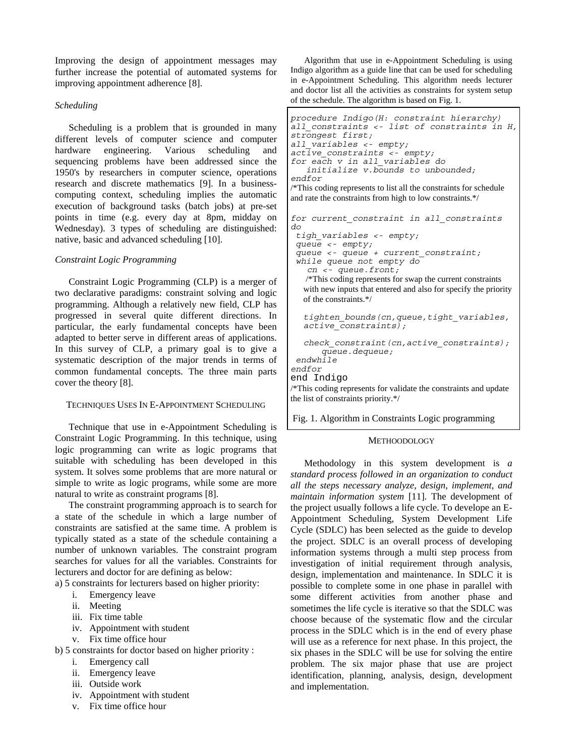Improving the design of appointment messages may further increase the potential of automated systems for improving appointment adherence [8].

### *Scheduling*

Scheduling is a problem that is grounded in many different levels of computer science and computer hardware engineering. Various scheduling and sequencing problems have been addressed since the 1950's by researchers in computer science, operations research and discrete mathematics [9]. In a business-computing context, scheduling implies the automatic execution of background tasks (batch jobs) at pre-set points in time (e.g. every day at 8pm, midday on Wednesday). 3 types of scheduling are distinguished: native, basic and advanced scheduling [10].

### *Constraint Logic Programming*

Constraint Logic Programming (CLP) is a merger of two declarative paradigms: constraint solving and logic programming. Although a relatively new field, CLP has progressed in several quite different directions. In particular, the early fundamental concepts have been adapted to better serve in different areas of applications. In this survey of CLP, a primary goal is to give a systematic description of the major trends in terms of common fundamental concepts. The three main parts cover the theory [8].

## Techniques Uses In E-Appointment Scheduling

Technique that use in e-Appointment Scheduling is Constraint Logic Programming. In this technique, using logic programming can write as logic programs that suitable with scheduling has been developed in this system. It solves some problems that are more natural or simple to write as logic programs, while some are more natural to write as constraint programs [8].

The constraint programming approach is to search for a state of the schedule in which a large number of constraints are satisfied at the same time. A problem is typically stated as a state of the schedule containing a number of unknown variables. The constraint program searches for values for all the variables. Constraints for lecturers and doctor for are defining as below:

a) 5 constraints for lecturers based on higher priority:

i. Emergency leave
ii. Meeting
iii. Fix time table
iv. Appointment with student
v. Fix time office hour

b) 5 constraints for doctor based on higher priority :

i. Emergency call
ii. Emergency leave
iii. Outside work
iv. Appointment with student
v. Fix time office hour

Algorithm that use in e-Appointment Scheduling is using Indigo algorithm as a guide line that can be used for scheduling in e-Appointment Scheduling. This algorithm needs lecturer and doctor list all the activities as constraints for system setup of the schedule. The algorithm is based on Fig. 1.

```
procedure Indigo(H: constraint hierarchy)
all_constraints <- list of constraints in H,
strongest first;
all_variables <- empty;
active_constraints <- empty;
for each v in all_variables do
   initialize v.bounds to unbounded;
endfor
```

/*This coding represents to list all the constraints for schedule and rate the constraints from high to low constraints.*/

```
for current_constraint in all_constraints
do
 tigh_variables <- empty;
 queue <- empty;
 queue <- queue + current_constraint;
 while queue not empty do
   cn <- queue.front;
```

/*This coding represents for swap the current constraints with new inputs that entered and also for specify the priority of the constraints.*/

```
   tighten_bounds(cn,queue,tight_variables,
   active_constraints);

   check_constraint(cn,active_constraints);
      queue.dequeue;
 endwhile
endfor
end Indigo
```

/*This coding represents for validate the constraints and update the list of constraints priority.*/

Fig. 1. Algorithm in Constraints Logic programming

## Methoodology

Methodology in this system development is *a standard process followed in an organization to conduct all the steps necessary analyze, design, implement, and maintain information system* [11]. The development of the project usually follows a life cycle. To develope an E-Appointment Scheduling, System Development Life Cycle (SDLC) has been selected as the guide to develop the project. SDLC is an overall process of developing information systems through a multi step process from investigation of initial requirement through analysis, design, implementation and maintenance. In SDLC it is possible to complete some in one phase in parallel with some different activities from another phase and sometimes the life cycle is iterative so that the SDLC was choose because of the systematic flow and the circular process in the SDLC which is in the end of every phase will use as a reference for next phase. In this project, the six phases in the SDLC will be use for solving the entire problem. The six major phase that use are project identification, planning, analysis, design, development and implementation.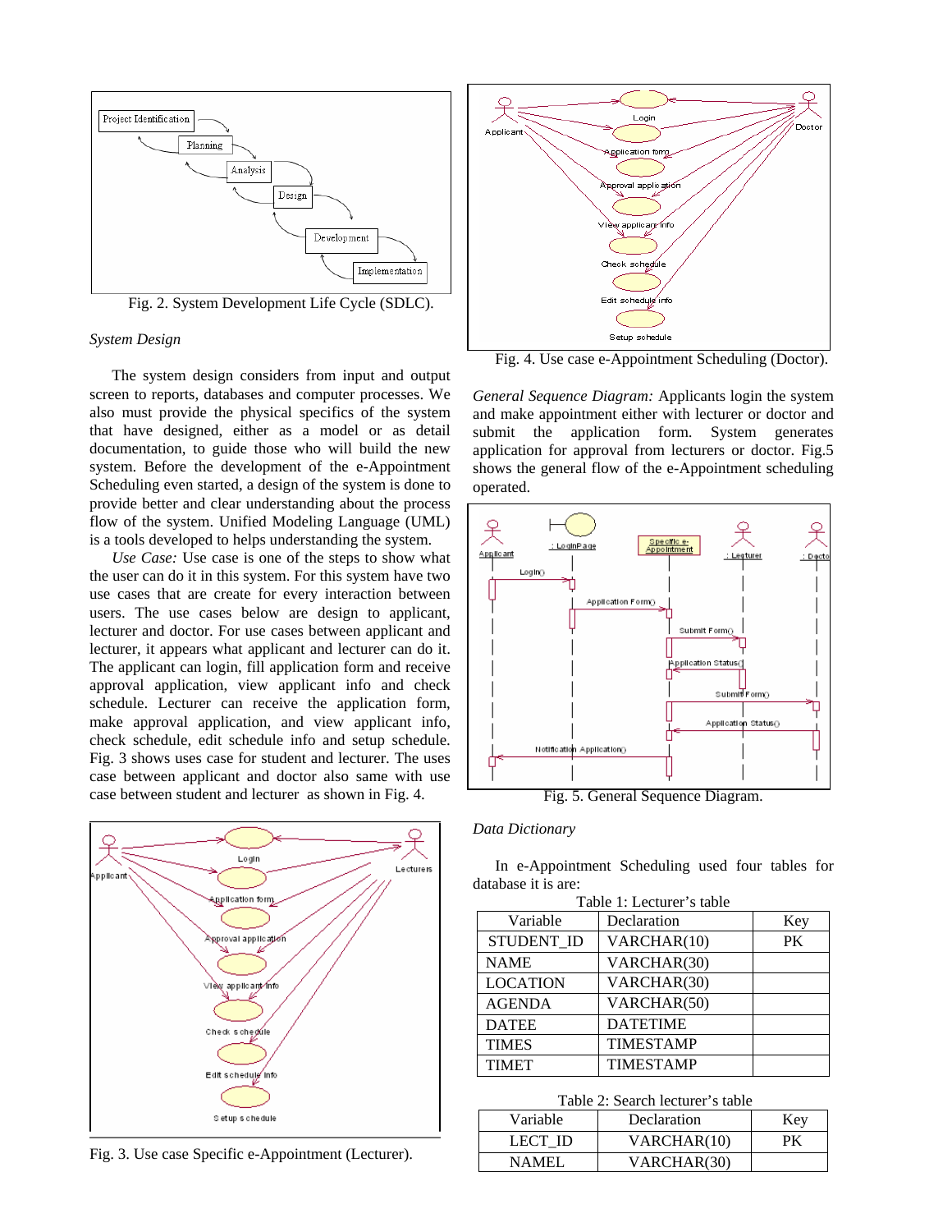Fig. 2. System Development Life Cycle (SDLC).

*System Design*

The system design considers from input and output screen to reports, databases and computer processes. We also must provide the physical specifics of the system that have designed, either as a model or as detail documentation, to guide those who will build the new system. Before the development of the e-Appointment Scheduling even started, a design of the system is done to provide better and clear understanding about the process flow of the system. Unified Modeling Language (UML) is a tools developed to helps understanding the system.

*Use Case:* Use case is one of the steps to show what the user can do it in this system. For this system have two use cases that are create for every interaction between users. The use cases below are design to applicant, lecturer and doctor. For use cases between applicant and lecturer, it appears what applicant and lecturer can do it. The applicant can login, fill application form and receive approval application, view applicant info and check schedule. Lecturer can receive the application form, make approval application, and view applicant info, check schedule, edit schedule info and setup schedule. Fig. 3 shows uses case for student and lecturer. The uses case between applicant and doctor also same with use case between student and lecturer as shown in Fig. 4.

Fig. 3. Use case Specific e-Appointment (Lecturer).

Fig. 4. Use case e-Appointment Scheduling (Doctor).

*General Sequence Diagram:* Applicants login the system and make appointment either with lecturer or doctor and submit the application form. System generates application for approval from lecturers or doctor. Fig.5 shows the general flow of the e-Appointment scheduling operated.

Fig. 5. General Sequence Diagram.

*Data Dictionary*

In e-Appointment Scheduling used four tables for database it is are:

Table 1: Lecturer's table

| Variable | Declaration | Key |
|---|---|---|
| STUDENT_ID | VARCHAR(10) | PK |
| NAME | VARCHAR(30) | |
| LOCATION | VARCHAR(30) | |
| AGENDA | VARCHAR(50) | |
| DATEE | DATETIME | |
| TIMES | TIMESTAMP | |
| TIMET | TIMESTAMP | |

Table 2: Search lecturer's table

| Variable | Declaration | Key |
|---|---|---|
| LECT_ID | VARCHAR(10) | PK |
| NAMEL | VARCHAR(30) | |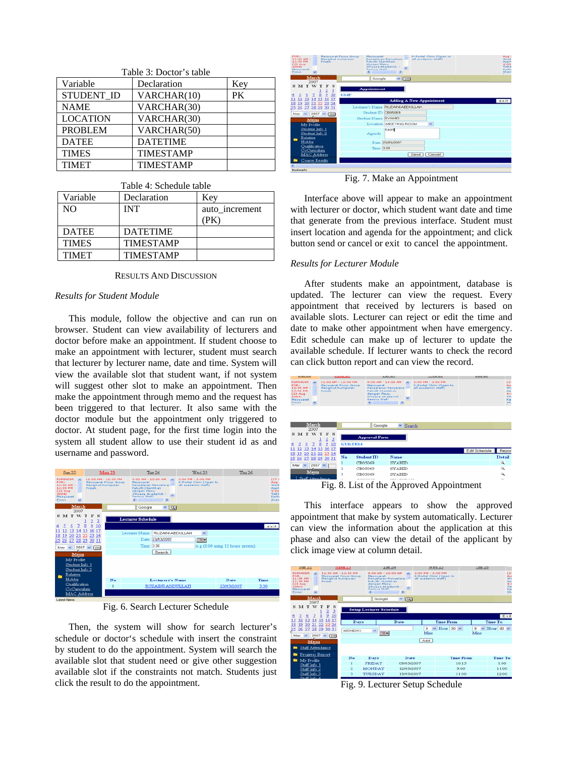Table 3: Doctor's table

| Variable | Declaration | Key |
|---|---|---|
| STUDENT_ID | VARCHAR(10) | PK |
| NAME | VARCHAR(30) | |
| LOCATION | VARCHAR(30) | |
| PROBLEM | VARCHAR(50) | |
| DATEE | DATETIME | |
| TIMES | TIMESTAMP | |
| TIMET | TIMESTAMP | |

Table 4: Schedule table

| Variable | Declaration | Key |
|---|---|---|
| NO | INT | auto_increment (PK) |
| DATEE | DATETIME | |
| TIMES | TIMESTAMP | |
| TIMET | TIMESTAMP | |

## RESULTS AND DISCUSSION

### *Results for Student Module*

This module, follow the objective and can run on browser. Student can view availability of lecturers and doctor before make an appointment. If student choose to make an appointment with lecturer, student must search that lecturer by lecturer name, date and time. System will view the available slot that student want, if not system will suggest other slot to make an appointment. Then make the appointment through memo and the request has been triggered to that lecturer. It also same with the doctor module but the appointment only triggered to doctor. At student page, for the first time login into the system all student allow to use their student id as and username and password.

Fig. 6. Search Lecturer Schedule

Then, the system will show for search lecturer's schedule or doctor's schedule with insert the constraint by student to do the appointment. System will search the available slot that student need or give other suggestion available slot if the constraints not match. Students just click the result to do the appointment.

Fig. 7. Make an Appointment

Interface above will appear to make an appointment with lecturer or doctor, which student want date and time that generate from the previous interface. Student must insert location and agenda for the appointment; and click button send or cancel or exit to cancel the appointment.

### *Results for Lecturer Module*

After students make an appointment, database is updated. The lecturer can view the request. Every appointment that received by lecturers is based on available slots. Lecturer can reject or edit the time and date to make other appointment when have emergency. Edit schedule can make up of lecturer to update the available schedule. If lecturer wants to check the record can click button report and can view the record.

Fig. 8. List of the Approved Appointment

This interface appears to show the approved appointment that make by system automatically. Lecturer can view the information about the application at this phase and also can view the detail of the applicant by click image view at column detail.

Fig. 9. Lecturer Setup Schedule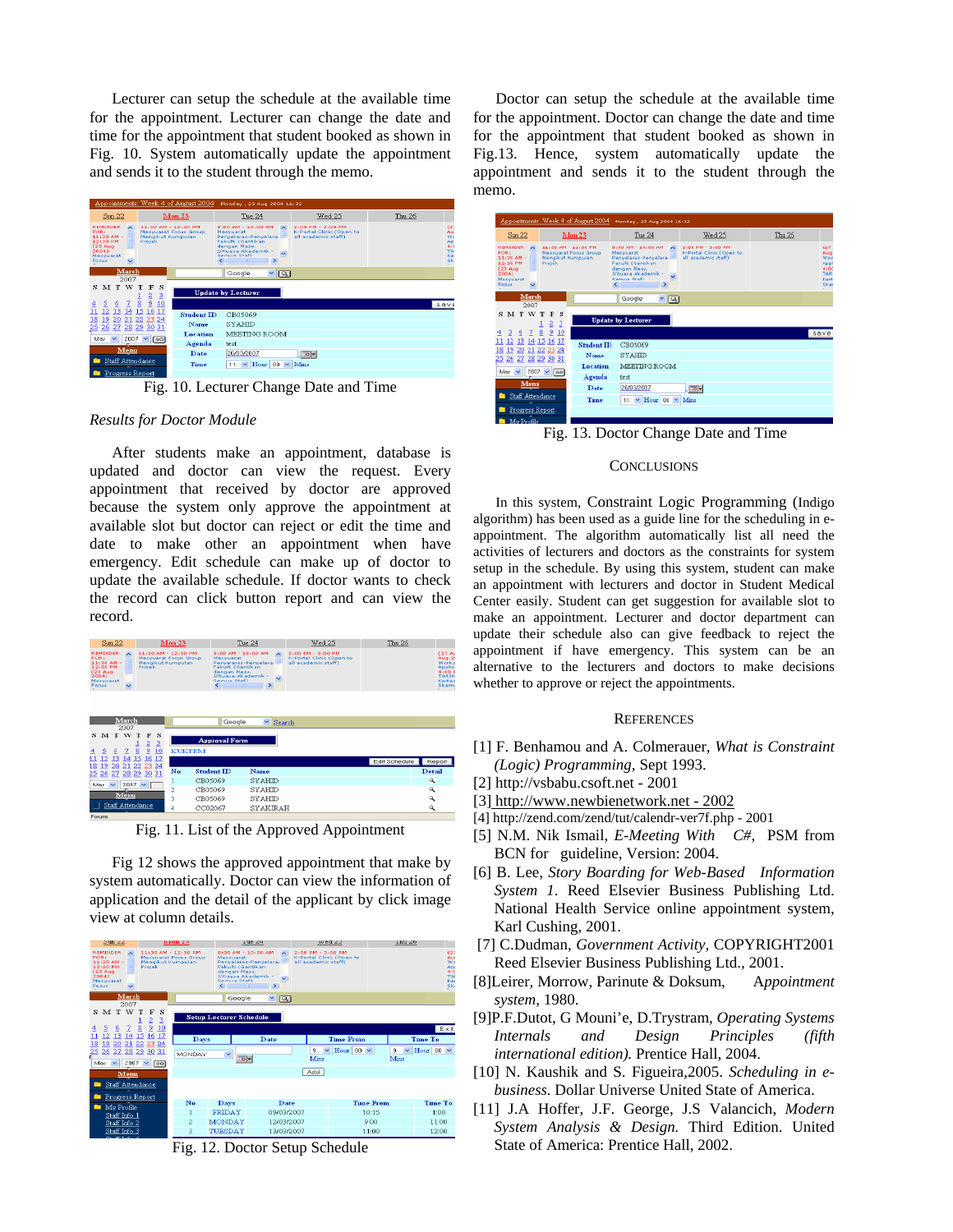Lecturer can setup the schedule at the available time for the appointment. Lecturer can change the date and time for the appointment that student booked as shown in Fig. 10. System automatically update the appointment and sends it to the student through the memo.

Fig. 10. Lecturer Change Date and Time

### *Results for Doctor Module*

After students make an appointment, database is updated and doctor can view the request. Every appointment that received by doctor are approved because the system only approve the appointment at available slot but doctor can reject or edit the time and date to make other an appointment when have emergency. Edit schedule can make up of doctor to update the available schedule. If doctor wants to check the record can click button report and can view the record.

Fig. 11. List of the Approved Appointment

Fig 12 shows the approved appointment that make by system automatically. Doctor can view the information of application and the detail of the applicant by click image view at column details.

Fig. 12. Doctor Setup Schedule

Doctor can setup the schedule at the available time for the appointment. Doctor can change the date and time for the appointment that student booked as shown in Fig.13. Hence, system automatically update the appointment and sends it to the student through the memo.

Fig. 13. Doctor Change Date and Time

## Conclusions

In this system, Constraint Logic Programming (Indigo algorithm) has been used as a guide line for the scheduling in e-appointment. The algorithm automatically list all need the activities of lecturers and doctors as the constraints for system setup in the schedule. By using this system, student can make an appointment with lecturers and doctor in Student Medical Center easily. Student can get suggestion for available slot to make an appointment. Lecturer and doctor department can update their schedule also can give feedback to reject the appointment if have emergency. This system can be an alternative to the lecturers and doctors to make decisions whether to approve or reject the appointments.

## References

[1] F. Benhamou and A. Colmerauer, *What is Constraint (Logic) Programming*, Sept 1993.

[2] http://vsbabu.csoft.net - 2001

[3] http://www.newbienetwork.net - 2002

[4] http://zend.com/zend/tut/calendr-ver7f.php - 2001

[5] N.M. Nik Ismail, *E-Meeting With C#*, PSM from BCN for guideline, Version: 2004.

[6] B. Lee, *Story Boarding for Web-Based Information System 1.* Reed Elsevier Business Publishing Ltd. National Health Service online appointment system, Karl Cushing, 2001.

[7] C.Dudman, *Government Activity*, COPYRIGHT2001 Reed Elsevier Business Publishing Ltd., 2001.

[8]Leirer, Morrow, Parinute & Doksum, *Appointment system*, 1980.

[9]P.F.Dutot, G Mouni'e, D.Trystram, *Operating Systems Internals and Design Principles (fifth international edition).* Prentice Hall, 2004.

[10] N. Kaushik and S. Figueira,2005. *Scheduling in e-business.* Dollar Universe United State of America.

[11] J.A Hoffer, J.F. George, J.S Valancich, *Modern System Analysis & Design.* Third Edition. United State of America: Prentice Hall, 2002.